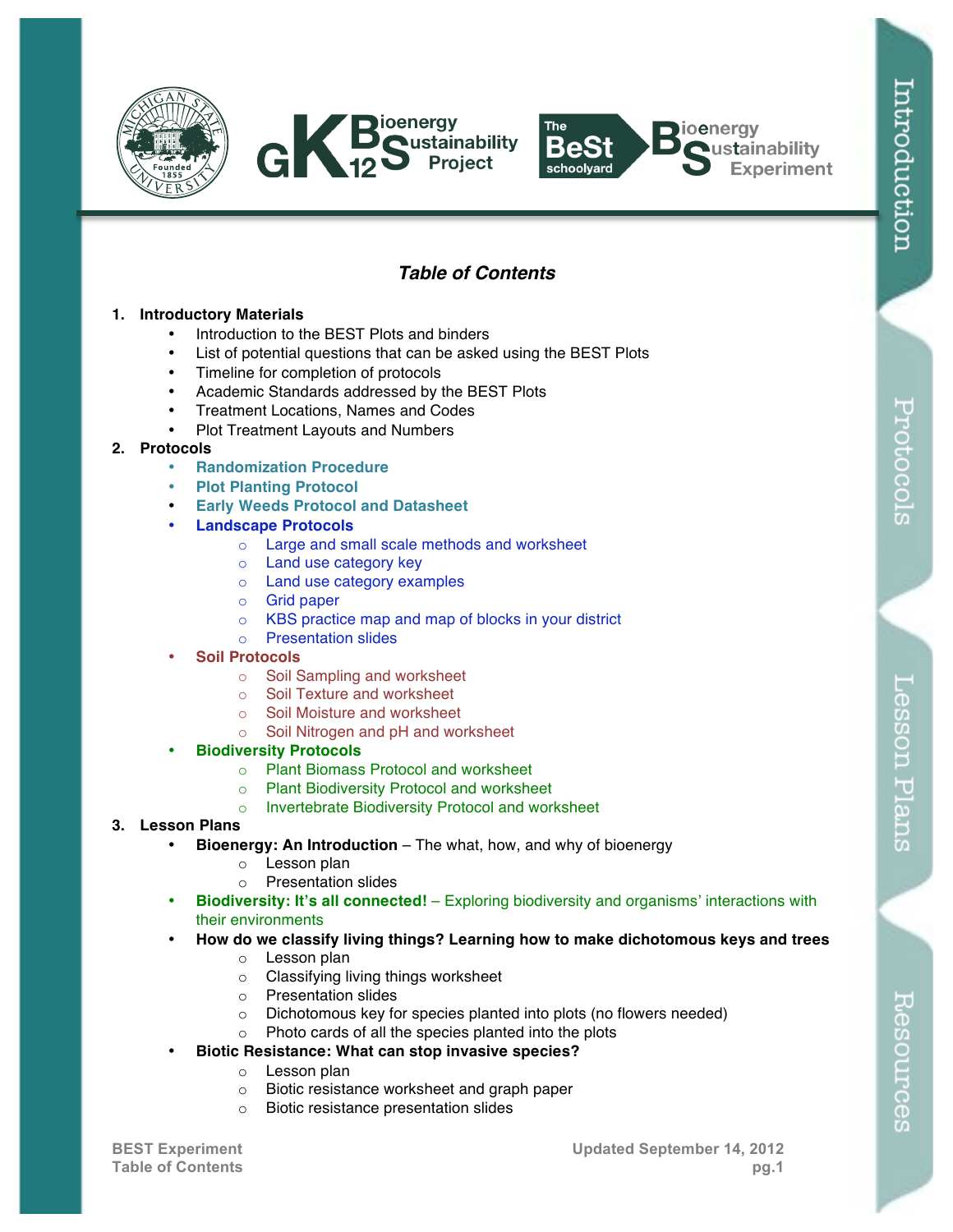# Table of Contents

1. **Introductory Materials**
   - Introduction to the BEST Plots and binders
   - List of potential questions that can be asked using the BEST Plots
   - Timeline for completion of protocols
   - Academic Standards addressed by the BEST Plots
   - Treatment Locations, Names and Codes
   - Plot Treatment Layouts and Numbers
2. **Protocols**
   - **Randomization Procedure**
   - **Plot Planting Protocol**
   - **Early Weeds Protocol and Datasheet**
   - **Landscape Protocols**
     - Large and small scale methods and worksheet
     - Land use category key
     - Land use category examples
     - Grid paper
     - KBS practice map and map of blocks in your district
     - Presentation slides
   - **Soil Protocols**
     - Soil Sampling and worksheet
     - Soil Texture and worksheet
     - Soil Moisture and worksheet
     - Soil Nitrogen and pH and worksheet
   - **Biodiversity Protocols**
     - Plant Biomass Protocol and worksheet
     - Plant Biodiversity Protocol and worksheet
     - Invertebrate Biodiversity Protocol and worksheet
3. **Lesson Plans**
   - **Bioenergy: An Introduction** – The what, how, and why of bioenergy
     - Lesson plan
     - Presentation slides
   - **Biodiversity: It's all connected!** – Exploring biodiversity and organisms' interactions with their environments
   - **How do we classify living things? Learning how to make dichotomous keys and trees**
     - Lesson plan
     - Classifying living things worksheet
     - Presentation slides
     - Dichotomous key for species planted into plots (no flowers needed)
     - Photo cards of all the species planted into the plots
   - **Biotic Resistance: What can stop invasive species?**
     - Lesson plan
     - Biotic resistance worksheet and graph paper
     - Biotic resistance presentation slides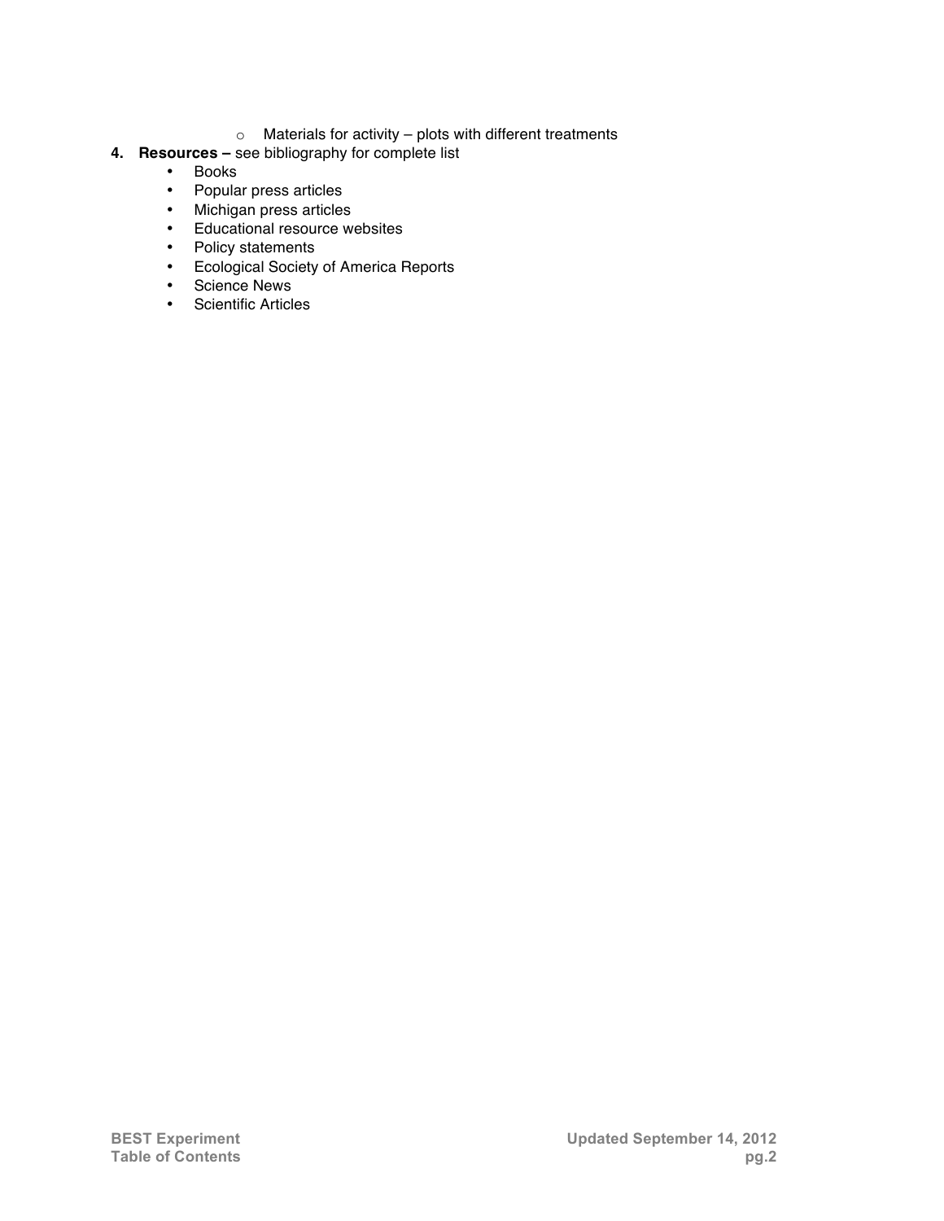- Materials for activity – plots with different treatments

4. **Resources –** see bibliography for complete list
   - Books
   - Popular press articles
   - Michigan press articles
   - Educational resource websites
   - Policy statements
   - Ecological Society of America Reports
   - Science News
   - Scientific Articles